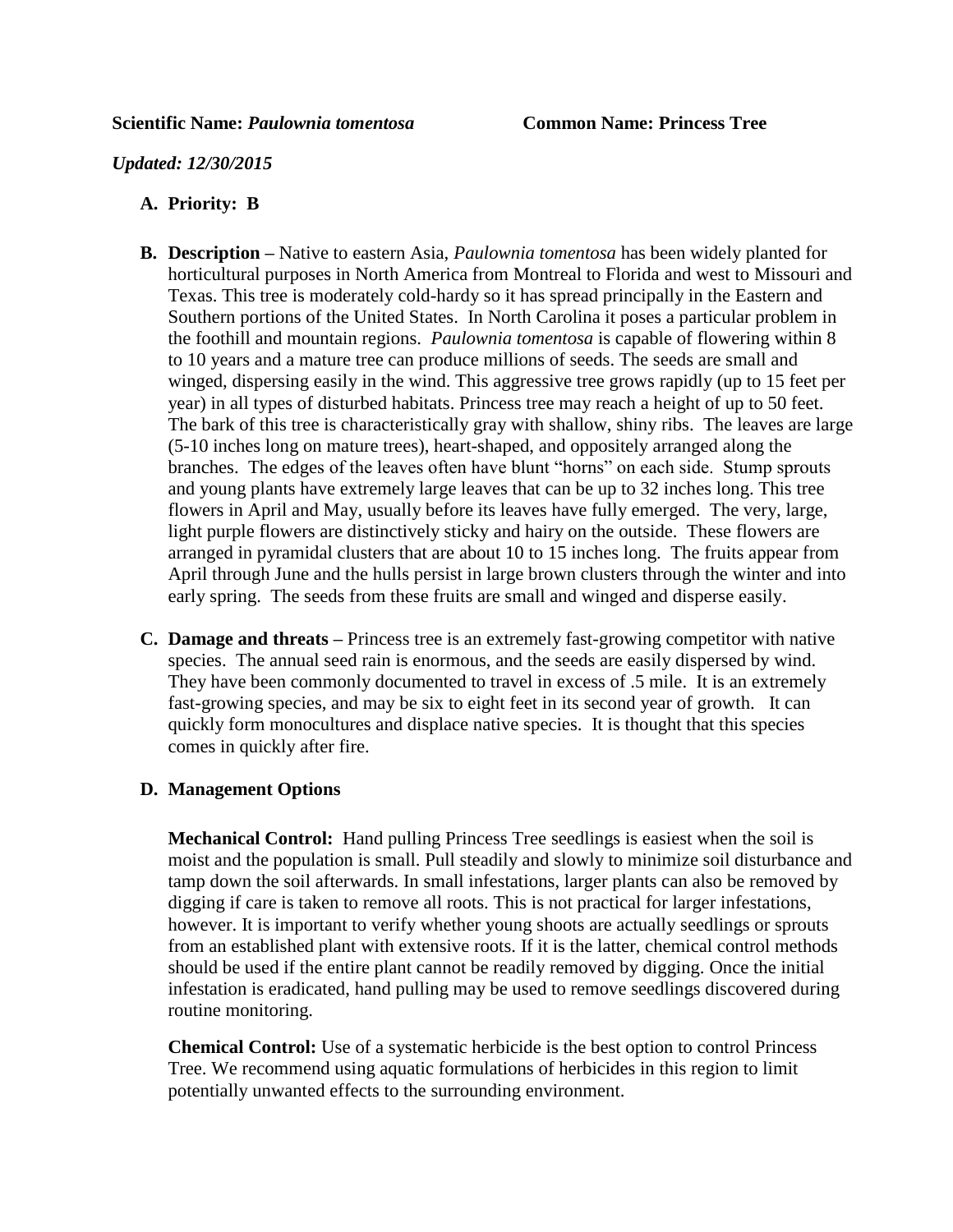**Scientific Name:** *Paulownia tomentosa* **Common Name: Princess Tree**

***Updated: 12/30/2015***

**A. Priority: B**

**B. Description –** Native to eastern Asia, *Paulownia tomentosa* has been widely planted for horticultural purposes in North America from Montreal to Florida and west to Missouri and Texas. This tree is moderately cold-hardy so it has spread principally in the Eastern and Southern portions of the United States. In North Carolina it poses a particular problem in the foothill and mountain regions. *Paulownia tomentosa* is capable of flowering within 8 to 10 years and a mature tree can produce millions of seeds. The seeds are small and winged, dispersing easily in the wind. This aggressive tree grows rapidly (up to 15 feet per year) in all types of disturbed habitats. Princess tree may reach a height of up to 50 feet. The bark of this tree is characteristically gray with shallow, shiny ribs. The leaves are large (5-10 inches long on mature trees), heart-shaped, and oppositely arranged along the branches. The edges of the leaves often have blunt "horns" on each side. Stump sprouts and young plants have extremely large leaves that can be up to 32 inches long. This tree flowers in April and May, usually before its leaves have fully emerged. The very, large, light purple flowers are distinctively sticky and hairy on the outside. These flowers are arranged in pyramidal clusters that are about 10 to 15 inches long. The fruits appear from April through June and the hulls persist in large brown clusters through the winter and into early spring. The seeds from these fruits are small and winged and disperse easily.

**C. Damage and threats –** Princess tree is an extremely fast-growing competitor with native species. The annual seed rain is enormous, and the seeds are easily dispersed by wind. They have been commonly documented to travel in excess of .5 mile. It is an extremely fast-growing species, and may be six to eight feet in its second year of growth. It can quickly form monocultures and displace native species. It is thought that this species comes in quickly after fire.

**D. Management Options**

**Mechanical Control:** Hand pulling Princess Tree seedlings is easiest when the soil is moist and the population is small. Pull steadily and slowly to minimize soil disturbance and tamp down the soil afterwards. In small infestations, larger plants can also be removed by digging if care is taken to remove all roots. This is not practical for larger infestations, however. It is important to verify whether young shoots are actually seedlings or sprouts from an established plant with extensive roots. If it is the latter, chemical control methods should be used if the entire plant cannot be readily removed by digging. Once the initial infestation is eradicated, hand pulling may be used to remove seedlings discovered during routine monitoring.

**Chemical Control:** Use of a systematic herbicide is the best option to control Princess Tree. We recommend using aquatic formulations of herbicides in this region to limit potentially unwanted effects to the surrounding environment.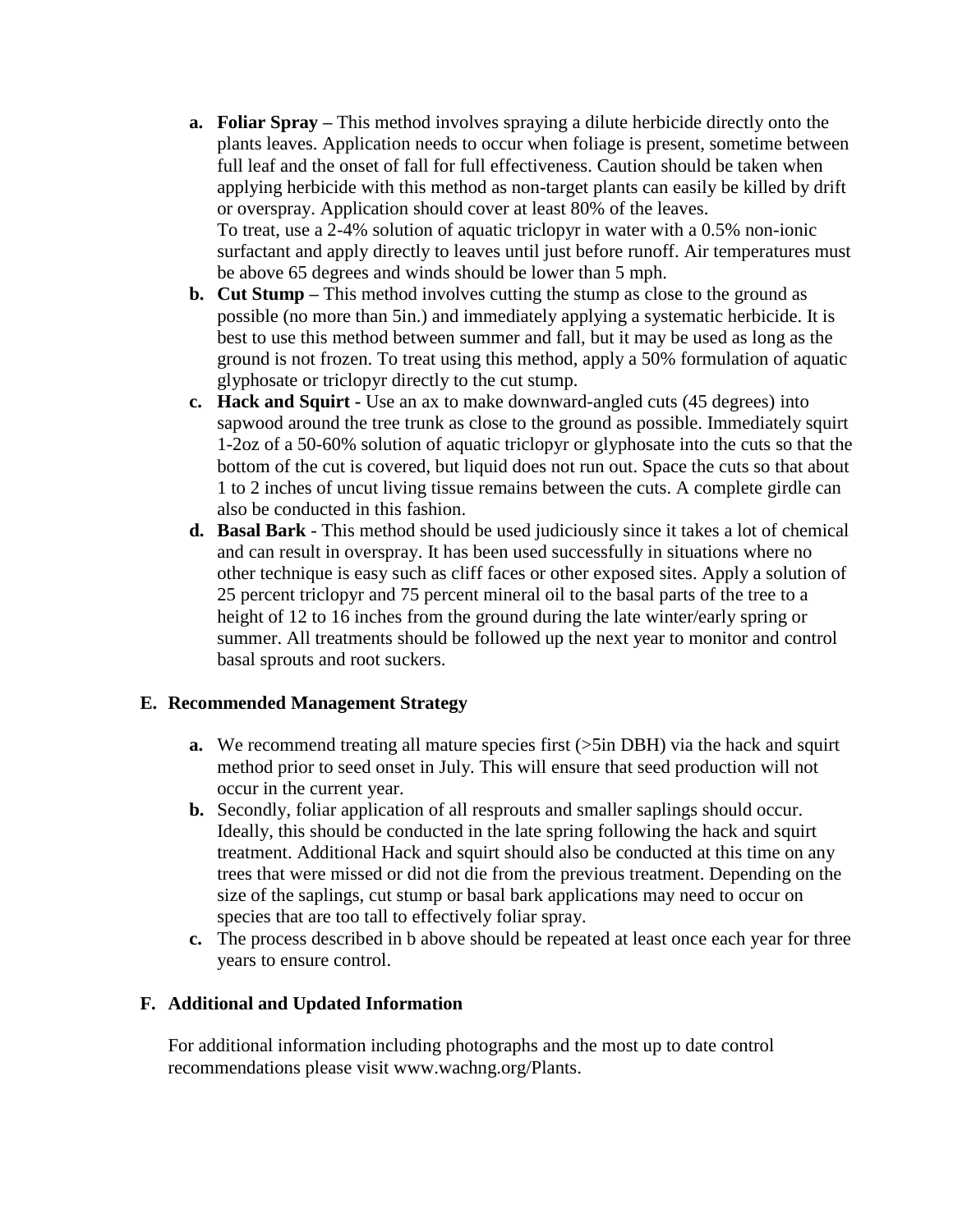a. **Foliar Spray –** This method involves spraying a dilute herbicide directly onto the plants leaves. Application needs to occur when foliage is present, sometime between full leaf and the onset of fall for full effectiveness. Caution should be taken when applying herbicide with this method as non-target plants can easily be killed by drift or overspray. Application should cover at least 80% of the leaves.
   To treat, use a 2-4% solution of aquatic triclopyr in water with a 0.5% non-ionic surfactant and apply directly to leaves until just before runoff. Air temperatures must be above 65 degrees and winds should be lower than 5 mph.
b. **Cut Stump –** This method involves cutting the stump as close to the ground as possible (no more than 5in.) and immediately applying a systematic herbicide. It is best to use this method between summer and fall, but it may be used as long as the ground is not frozen. To treat using this method, apply a 50% formulation of aquatic glyphosate or triclopyr directly to the cut stump.
c. **Hack and Squirt -** Use an ax to make downward-angled cuts (45 degrees) into sapwood around the tree trunk as close to the ground as possible. Immediately squirt 1-2oz of a 50-60% solution of aquatic triclopyr or glyphosate into the cuts so that the bottom of the cut is covered, but liquid does not run out. Space the cuts so that about 1 to 2 inches of uncut living tissue remains between the cuts. A complete girdle can also be conducted in this fashion.
d. **Basal Bark** - This method should be used judiciously since it takes a lot of chemical and can result in overspray. It has been used successfully in situations where no other technique is easy such as cliff faces or other exposed sites. Apply a solution of 25 percent triclopyr and 75 percent mineral oil to the basal parts of the tree to a height of 12 to 16 inches from the ground during the late winter/early spring or summer. All treatments should be followed up the next year to monitor and control basal sprouts and root suckers.

## E. Recommended Management Strategy

a. We recommend treating all mature species first (>5in DBH) via the hack and squirt method prior to seed onset in July. This will ensure that seed production will not occur in the current year.
b. Secondly, foliar application of all resprouts and smaller saplings should occur. Ideally, this should be conducted in the late spring following the hack and squirt treatment. Additional Hack and squirt should also be conducted at this time on any trees that were missed or did not die from the previous treatment. Depending on the size of the saplings, cut stump or basal bark applications may need to occur on species that are too tall to effectively foliar spray.
c. The process described in b above should be repeated at least once each year for three years to ensure control.

## F. Additional and Updated Information

For additional information including photographs and the most up to date control recommendations please visit www.wachng.org/Plants.